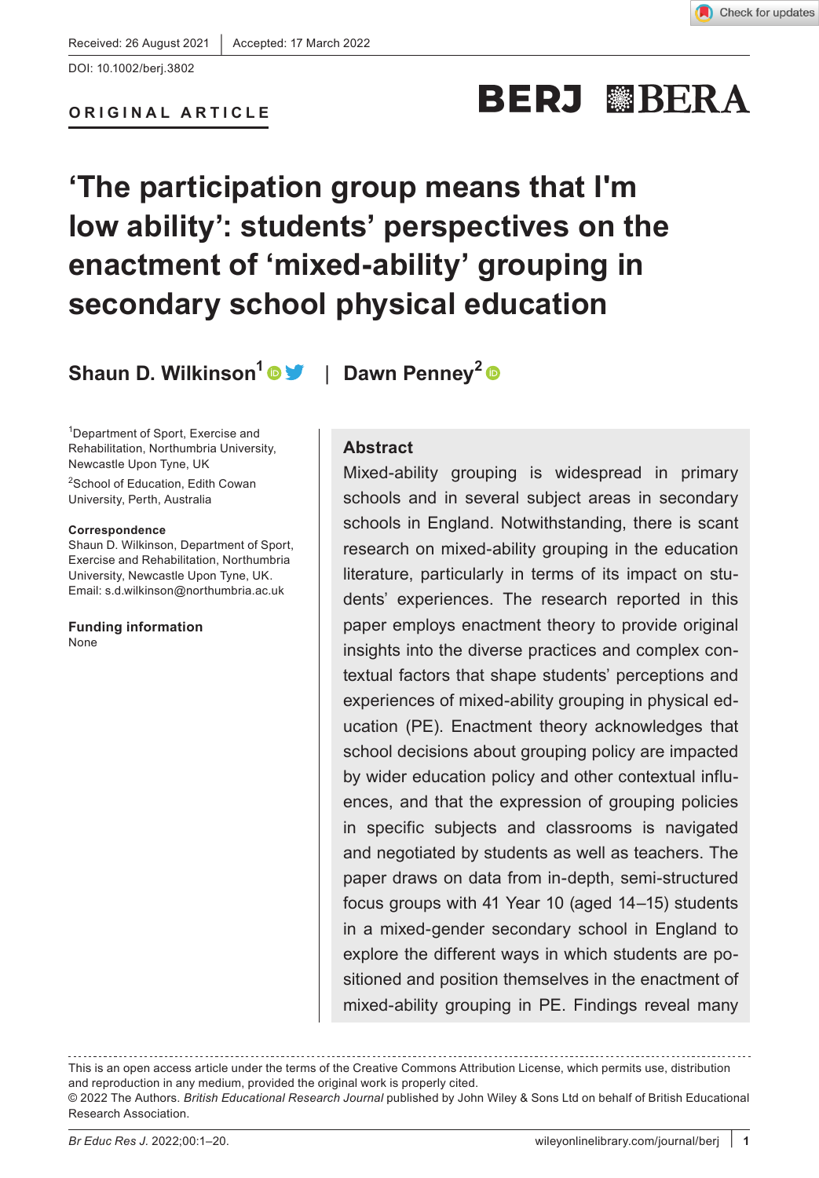Received: 26 August 2021 | Accepted: 17 March 2022

DOI: 10.1002/berj.3802

**ORIGINAL ARTICLE**

# ‘The participation group means that I'm low ability’: students’ perspectives on the enactment of ‘mixed-ability’ grouping in secondary school physical education

**Shaun D. Wilkinson**[1] | **Dawn Penney**[2]

[1]Department of Sport, Exercise and Rehabilitation, Northumbria University, Newcastle Upon Tyne, UK

[2]School of Education, Edith Cowan University, Perth, Australia

**Correspondence**
Shaun D. Wilkinson, Department of Sport, Exercise and Rehabilitation, Northumbria University, Newcastle Upon Tyne, UK.
Email: s.d.wilkinson@northumbria.ac.uk

**Funding information**
None

## Abstract

Mixed-ability grouping is widespread in primary schools and in several subject areas in secondary schools in England. Notwithstanding, there is scant research on mixed-ability grouping in the education literature, particularly in terms of its impact on students' experiences. The research reported in this paper employs enactment theory to provide original insights into the diverse practices and complex contextual factors that shape students' perceptions and experiences of mixed-ability grouping in physical education (PE). Enactment theory acknowledges that school decisions about grouping policy are impacted by wider education policy and other contextual influences, and that the expression of grouping policies in specific subjects and classrooms is navigated and negotiated by students as well as teachers. The paper draws on data from in-depth, semi-structured focus groups with 41 Year 10 (aged 14–15) students in a mixed-gender secondary school in England to explore the different ways in which students are positioned and position themselves in the enactment of mixed-ability grouping in PE. Findings reveal many

---

This is an open access article under the terms of the Creative Commons Attribution License, which permits use, distribution and reproduction in any medium, provided the original work is properly cited.
© 2022 The Authors. *British Educational Research Journal* published by John Wiley & Sons Ltd on behalf of British Educational Research Association.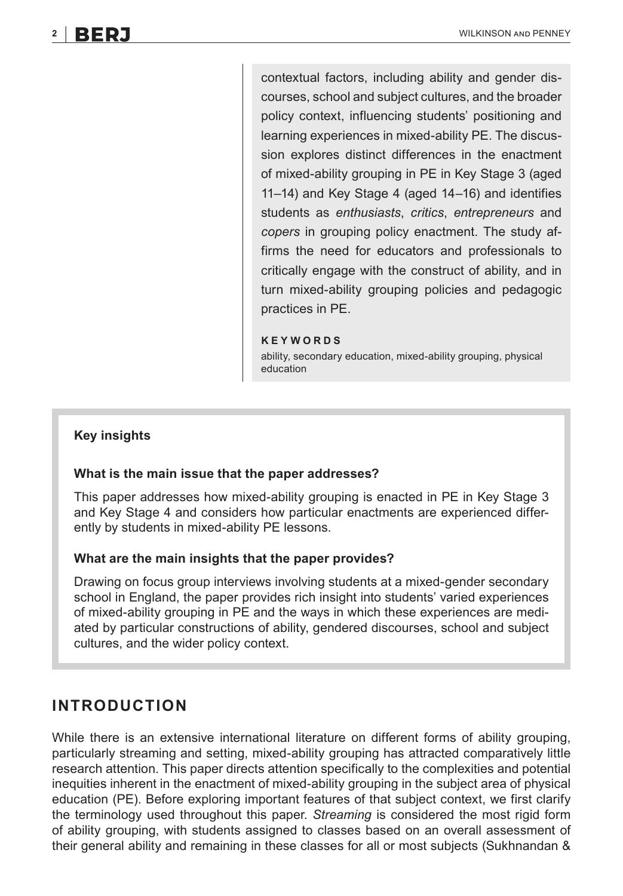contextual factors, including ability and gender discourses, school and subject cultures, and the broader policy context, influencing students' positioning and learning experiences in mixed-ability PE. The discussion explores distinct differences in the enactment of mixed-ability grouping in PE in Key Stage 3 (aged 11–14) and Key Stage 4 (aged 14–16) and identifies students as *enthusiasts*, *critics*, *entrepreneurs* and *copers* in grouping policy enactment. The study affirms the need for educators and professionals to critically engage with the construct of ability, and in turn mixed-ability grouping policies and pedagogic practices in PE.

**KEYWORDS**

ability, secondary education, mixed-ability grouping, physical education

**Key insights**

**What is the main issue that the paper addresses?**

This paper addresses how mixed-ability grouping is enacted in PE in Key Stage 3 and Key Stage 4 and considers how particular enactments are experienced differently by students in mixed-ability PE lessons.

**What are the main insights that the paper provides?**

Drawing on focus group interviews involving students at a mixed-gender secondary school in England, the paper provides rich insight into students' varied experiences of mixed-ability grouping in PE and the ways in which these experiences are mediated by particular constructions of ability, gendered discourses, school and subject cultures, and the wider policy context.

## INTRODUCTION

While there is an extensive international literature on different forms of ability grouping, particularly streaming and setting, mixed-ability grouping has attracted comparatively little research attention. This paper directs attention specifically to the complexities and potential inequities inherent in the enactment of mixed-ability grouping in the subject area of physical education (PE). Before exploring important features of that subject context, we first clarify the terminology used throughout this paper. *Streaming* is considered the most rigid form of ability grouping, with students assigned to classes based on an overall assessment of their general ability and remaining in these classes for all or most subjects (Sukhnandan &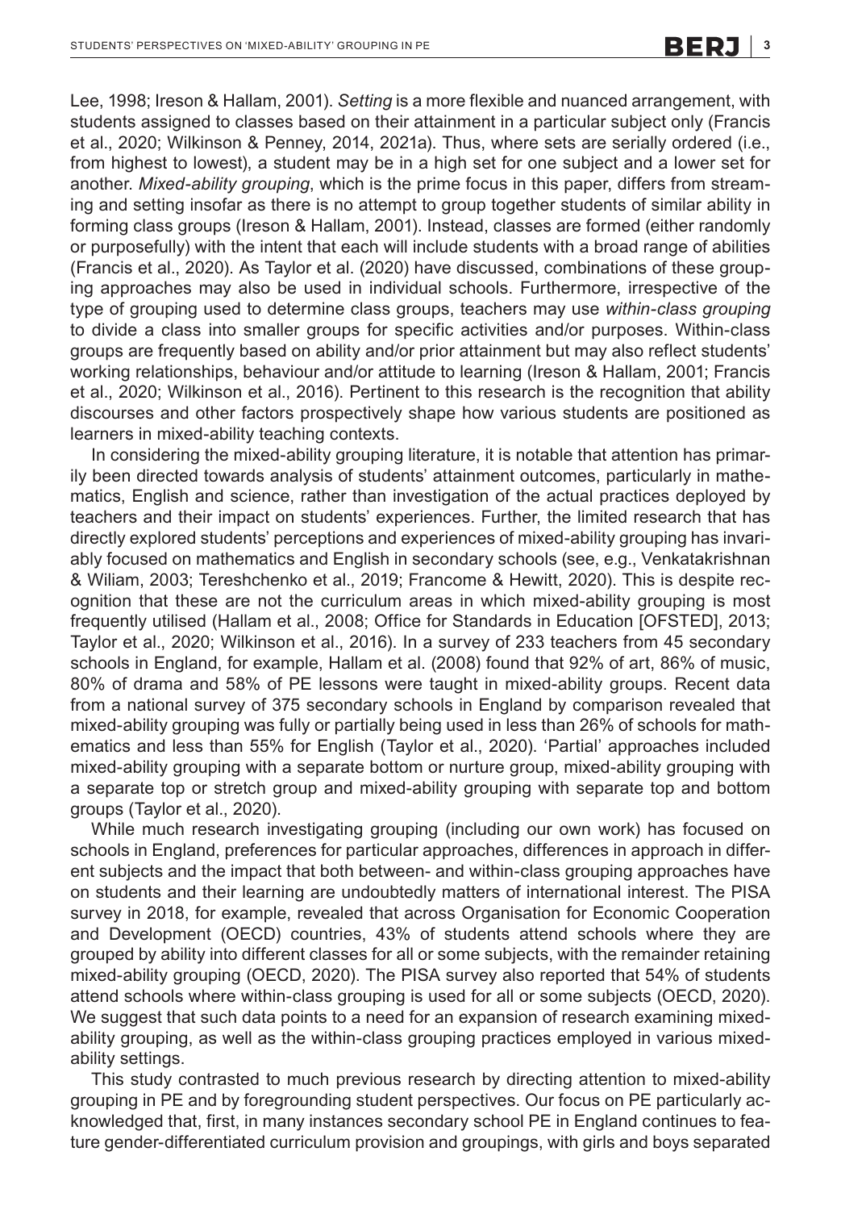Lee, 1998; Ireson & Hallam, 2001). *Setting* is a more flexible and nuanced arrangement, with students assigned to classes based on their attainment in a particular subject only (Francis et al., 2020; Wilkinson & Penney, 2014, 2021a). Thus, where sets are serially ordered (i.e., from highest to lowest), a student may be in a high set for one subject and a lower set for another. *Mixed-ability grouping*, which is the prime focus in this paper, differs from streaming and setting insofar as there is no attempt to group together students of similar ability in forming class groups (Ireson & Hallam, 2001). Instead, classes are formed (either randomly or purposefully) with the intent that each will include students with a broad range of abilities (Francis et al., 2020). As Taylor et al. (2020) have discussed, combinations of these grouping approaches may also be used in individual schools. Furthermore, irrespective of the type of grouping used to determine class groups, teachers may use *within-class grouping* to divide a class into smaller groups for specific activities and/or purposes. Within-class groups are frequently based on ability and/or prior attainment but may also reflect students' working relationships, behaviour and/or attitude to learning (Ireson & Hallam, 2001; Francis et al., 2020; Wilkinson et al., 2016). Pertinent to this research is the recognition that ability discourses and other factors prospectively shape how various students are positioned as learners in mixed-ability teaching contexts.

In considering the mixed-ability grouping literature, it is notable that attention has primarily been directed towards analysis of students' attainment outcomes, particularly in mathematics, English and science, rather than investigation of the actual practices deployed by teachers and their impact on students' experiences. Further, the limited research that has directly explored students' perceptions and experiences of mixed-ability grouping has invariably focused on mathematics and English in secondary schools (see, e.g., Venkatakrishnan & Wiliam, 2003; Tereshchenko et al., 2019; Francome & Hewitt, 2020). This is despite recognition that these are not the curriculum areas in which mixed-ability grouping is most frequently utilised (Hallam et al., 2008; Office for Standards in Education [OFSTED], 2013; Taylor et al., 2020; Wilkinson et al., 2016). In a survey of 233 teachers from 45 secondary schools in England, for example, Hallam et al. (2008) found that 92% of art, 86% of music, 80% of drama and 58% of PE lessons were taught in mixed-ability groups. Recent data from a national survey of 375 secondary schools in England by comparison revealed that mixed-ability grouping was fully or partially being used in less than 26% of schools for mathematics and less than 55% for English (Taylor et al., 2020). 'Partial' approaches included mixed-ability grouping with a separate bottom or nurture group, mixed-ability grouping with a separate top or stretch group and mixed-ability grouping with separate top and bottom groups (Taylor et al., 2020).

While much research investigating grouping (including our own work) has focused on schools in England, preferences for particular approaches, differences in approach in different subjects and the impact that both between- and within-class grouping approaches have on students and their learning are undoubtedly matters of international interest. The PISA survey in 2018, for example, revealed that across Organisation for Economic Cooperation and Development (OECD) countries, 43% of students attend schools where they are grouped by ability into different classes for all or some subjects, with the remainder retaining mixed-ability grouping (OECD, 2020). The PISA survey also reported that 54% of students attend schools where within-class grouping is used for all or some subjects (OECD, 2020). We suggest that such data points to a need for an expansion of research examining mixed-ability grouping, as well as the within-class grouping practices employed in various mixed-ability settings.

This study contrasted to much previous research by directing attention to mixed-ability grouping in PE and by foregrounding student perspectives. Our focus on PE particularly acknowledged that, first, in many instances secondary school PE in England continues to feature gender-differentiated curriculum provision and groupings, with girls and boys separated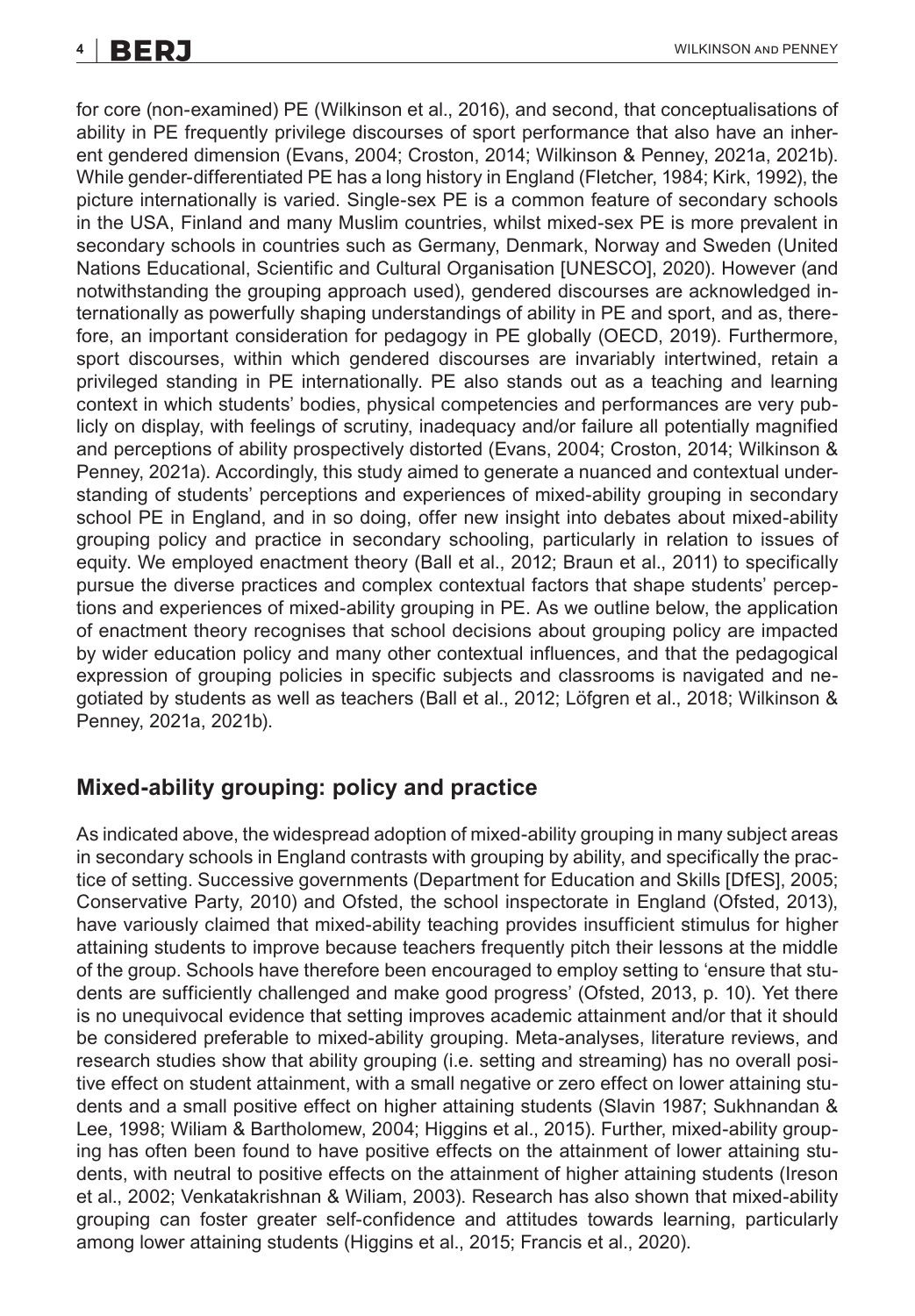for core (non-examined) PE (Wilkinson et al., 2016), and second, that conceptualisations of ability in PE frequently privilege discourses of sport performance that also have an inherent gendered dimension (Evans, 2004; Croston, 2014; Wilkinson & Penney, 2021a, 2021b). While gender-differentiated PE has a long history in England (Fletcher, 1984; Kirk, 1992), the picture internationally is varied. Single-sex PE is a common feature of secondary schools in the USA, Finland and many Muslim countries, whilst mixed-sex PE is more prevalent in secondary schools in countries such as Germany, Denmark, Norway and Sweden (United Nations Educational, Scientific and Cultural Organisation [UNESCO], 2020). However (and notwithstanding the grouping approach used), gendered discourses are acknowledged internationally as powerfully shaping understandings of ability in PE and sport, and as, therefore, an important consideration for pedagogy in PE globally (OECD, 2019). Furthermore, sport discourses, within which gendered discourses are invariably intertwined, retain a privileged standing in PE internationally. PE also stands out as a teaching and learning context in which students' bodies, physical competencies and performances are very publicly on display, with feelings of scrutiny, inadequacy and/or failure all potentially magnified and perceptions of ability prospectively distorted (Evans, 2004; Croston, 2014; Wilkinson & Penney, 2021a). Accordingly, this study aimed to generate a nuanced and contextual understanding of students' perceptions and experiences of mixed-ability grouping in secondary school PE in England, and in so doing, offer new insight into debates about mixed-ability grouping policy and practice in secondary schooling, particularly in relation to issues of equity. We employed enactment theory (Ball et al., 2012; Braun et al., 2011) to specifically pursue the diverse practices and complex contextual factors that shape students' perceptions and experiences of mixed-ability grouping in PE. As we outline below, the application of enactment theory recognises that school decisions about grouping policy are impacted by wider education policy and many other contextual influences, and that the pedagogical expression of grouping policies in specific subjects and classrooms is navigated and negotiated by students as well as teachers (Ball et al., 2012; Löfgren et al., 2018; Wilkinson & Penney, 2021a, 2021b).

## Mixed-ability grouping: policy and practice

As indicated above, the widespread adoption of mixed-ability grouping in many subject areas in secondary schools in England contrasts with grouping by ability, and specifically the practice of setting. Successive governments (Department for Education and Skills [DfES], 2005; Conservative Party, 2010) and Ofsted, the school inspectorate in England (Ofsted, 2013), have variously claimed that mixed-ability teaching provides insufficient stimulus for higher attaining students to improve because teachers frequently pitch their lessons at the middle of the group. Schools have therefore been encouraged to employ setting to 'ensure that students are sufficiently challenged and make good progress' (Ofsted, 2013, p. 10). Yet there is no unequivocal evidence that setting improves academic attainment and/or that it should be considered preferable to mixed-ability grouping. Meta-analyses, literature reviews, and research studies show that ability grouping (i.e. setting and streaming) has no overall positive effect on student attainment, with a small negative or zero effect on lower attaining students and a small positive effect on higher attaining students (Slavin 1987; Sukhnandan & Lee, 1998; Wiliam & Bartholomew, 2004; Higgins et al., 2015). Further, mixed-ability grouping has often been found to have positive effects on the attainment of lower attaining students, with neutral to positive effects on the attainment of higher attaining students (Ireson et al., 2002; Venkatakrishnan & Wiliam, 2003). Research has also shown that mixed-ability grouping can foster greater self-confidence and attitudes towards learning, particularly among lower attaining students (Higgins et al., 2015; Francis et al., 2020).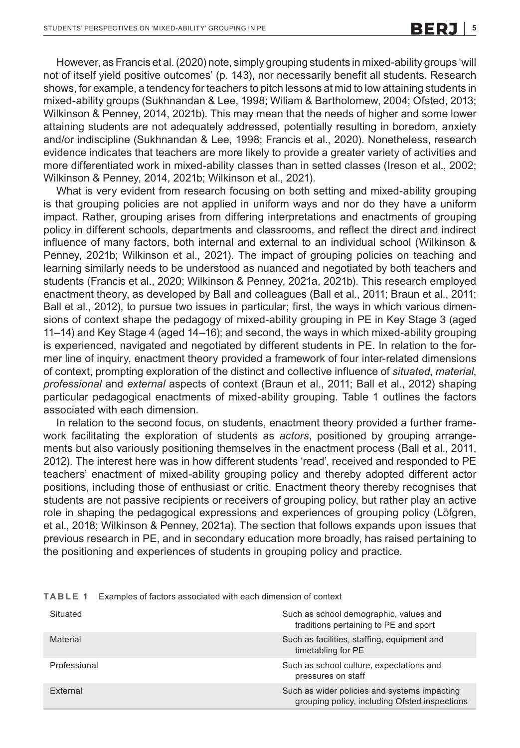However, as Francis et al. (2020) note, simply grouping students in mixed-ability groups 'will not of itself yield positive outcomes' (p. 143), nor necessarily benefit all students. Research shows, for example, a tendency for teachers to pitch lessons at mid to low attaining students in mixed-ability groups (Sukhnandan & Lee, 1998; Wiliam & Bartholomew, 2004; Ofsted, 2013; Wilkinson & Penney, 2014, 2021b). This may mean that the needs of higher and some lower attaining students are not adequately addressed, potentially resulting in boredom, anxiety and/or indiscipline (Sukhnandan & Lee, 1998; Francis et al., 2020). Nonetheless, research evidence indicates that teachers are more likely to provide a greater variety of activities and more differentiated work in mixed-ability classes than in setted classes (Ireson et al., 2002; Wilkinson & Penney, 2014, 2021b; Wilkinson et al., 2021).

What is very evident from research focusing on both setting and mixed-ability grouping is that grouping policies are not applied in uniform ways and nor do they have a uniform impact. Rather, grouping arises from differing interpretations and enactments of grouping policy in different schools, departments and classrooms, and reflect the direct and indirect influence of many factors, both internal and external to an individual school (Wilkinson & Penney, 2021b; Wilkinson et al., 2021). The impact of grouping policies on teaching and learning similarly needs to be understood as nuanced and negotiated by both teachers and students (Francis et al., 2020; Wilkinson & Penney, 2021a, 2021b). This research employed enactment theory, as developed by Ball and colleagues (Ball et al., 2011; Braun et al., 2011; Ball et al., 2012), to pursue two issues in particular; first, the ways in which various dimensions of context shape the pedagogy of mixed-ability grouping in PE in Key Stage 3 (aged 11–14) and Key Stage 4 (aged 14–16); and second, the ways in which mixed-ability grouping is experienced, navigated and negotiated by different students in PE. In relation to the former line of inquiry, enactment theory provided a framework of four inter-related dimensions of context, prompting exploration of the distinct and collective influence of *situated*, *material*, *professional* and *external* aspects of context (Braun et al., 2011; Ball et al., 2012) shaping particular pedagogical enactments of mixed-ability grouping. Table 1 outlines the factors associated with each dimension.

In relation to the second focus, on students, enactment theory provided a further framework facilitating the exploration of students as *actors*, positioned by grouping arrangements but also variously positioning themselves in the enactment process (Ball et al., 2011, 2012). The interest here was in how different students 'read', received and responded to PE teachers' enactment of mixed-ability grouping policy and thereby adopted different actor positions, including those of enthusiast or critic. Enactment theory thereby recognises that students are not passive recipients or receivers of grouping policy, but rather play an active role in shaping the pedagogical expressions and experiences of grouping policy (Löfgren, et al., 2018; Wilkinson & Penney, 2021a). The section that follows expands upon issues that previous research in PE, and in secondary education more broadly, has raised pertaining to the positioning and experiences of students in grouping policy and practice.

**TABLE 1** Examples of factors associated with each dimension of context

| | |
|---|---|
| Situated | Such as school demographic, values and traditions pertaining to PE and sport |
| Material | Such as facilities, staffing, equipment and timetabling for PE |
| Professional | Such as school culture, expectations and pressures on staff |
| External | Such as wider policies and systems impacting grouping policy, including Ofsted inspections |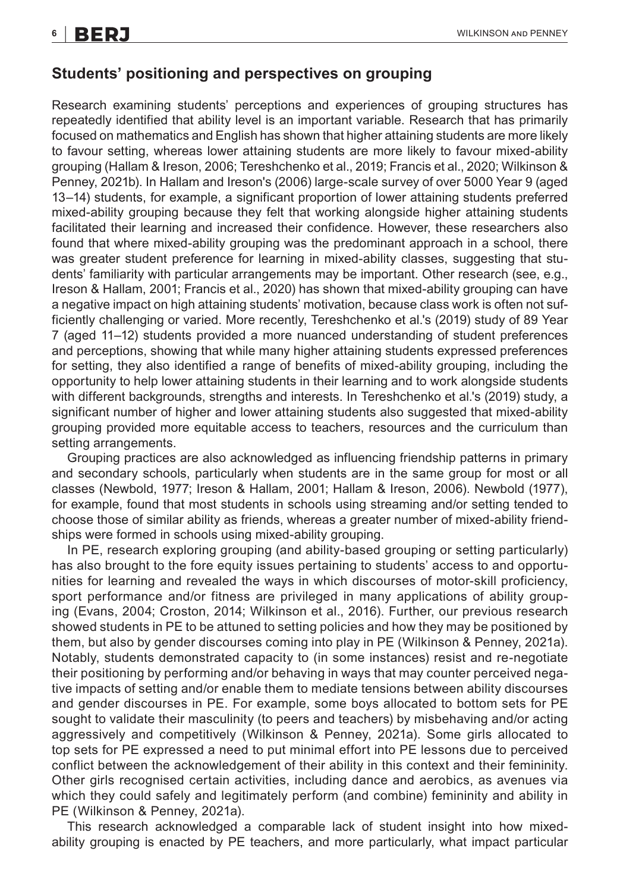## Students' positioning and perspectives on grouping

Research examining students' perceptions and experiences of grouping structures has repeatedly identified that ability level is an important variable. Research that has primarily focused on mathematics and English has shown that higher attaining students are more likely to favour setting, whereas lower attaining students are more likely to favour mixed-ability grouping (Hallam & Ireson, 2006; Tereshchenko et al., 2019; Francis et al., 2020; Wilkinson & Penney, 2021b). In Hallam and Ireson's (2006) large-scale survey of over 5000 Year 9 (aged 13–14) students, for example, a significant proportion of lower attaining students preferred mixed-ability grouping because they felt that working alongside higher attaining students facilitated their learning and increased their confidence. However, these researchers also found that where mixed-ability grouping was the predominant approach in a school, there was greater student preference for learning in mixed-ability classes, suggesting that students' familiarity with particular arrangements may be important. Other research (see, e.g., Ireson & Hallam, 2001; Francis et al., 2020) has shown that mixed-ability grouping can have a negative impact on high attaining students' motivation, because class work is often not sufficiently challenging or varied. More recently, Tereshchenko et al.'s (2019) study of 89 Year 7 (aged 11–12) students provided a more nuanced understanding of student preferences and perceptions, showing that while many higher attaining students expressed preferences for setting, they also identified a range of benefits of mixed-ability grouping, including the opportunity to help lower attaining students in their learning and to work alongside students with different backgrounds, strengths and interests. In Tereshchenko et al.'s (2019) study, a significant number of higher and lower attaining students also suggested that mixed-ability grouping provided more equitable access to teachers, resources and the curriculum than setting arrangements.

Grouping practices are also acknowledged as influencing friendship patterns in primary and secondary schools, particularly when students are in the same group for most or all classes (Newbold, 1977; Ireson & Hallam, 2001; Hallam & Ireson, 2006). Newbold (1977), for example, found that most students in schools using streaming and/or setting tended to choose those of similar ability as friends, whereas a greater number of mixed-ability friendships were formed in schools using mixed-ability grouping.

In PE, research exploring grouping (and ability-based grouping or setting particularly) has also brought to the fore equity issues pertaining to students' access to and opportunities for learning and revealed the ways in which discourses of motor-skill proficiency, sport performance and/or fitness are privileged in many applications of ability grouping (Evans, 2004; Croston, 2014; Wilkinson et al., 2016). Further, our previous research showed students in PE to be attuned to setting policies and how they may be positioned by them, but also by gender discourses coming into play in PE (Wilkinson & Penney, 2021a). Notably, students demonstrated capacity to (in some instances) resist and re-negotiate their positioning by performing and/or behaving in ways that may counter perceived negative impacts of setting and/or enable them to mediate tensions between ability discourses and gender discourses in PE. For example, some boys allocated to bottom sets for PE sought to validate their masculinity (to peers and teachers) by misbehaving and/or acting aggressively and competitively (Wilkinson & Penney, 2021a). Some girls allocated to top sets for PE expressed a need to put minimal effort into PE lessons due to perceived conflict between the acknowledgement of their ability in this context and their femininity. Other girls recognised certain activities, including dance and aerobics, as avenues via which they could safely and legitimately perform (and combine) femininity and ability in PE (Wilkinson & Penney, 2021a).

This research acknowledged a comparable lack of student insight into how mixed-ability grouping is enacted by PE teachers, and more particularly, what impact particular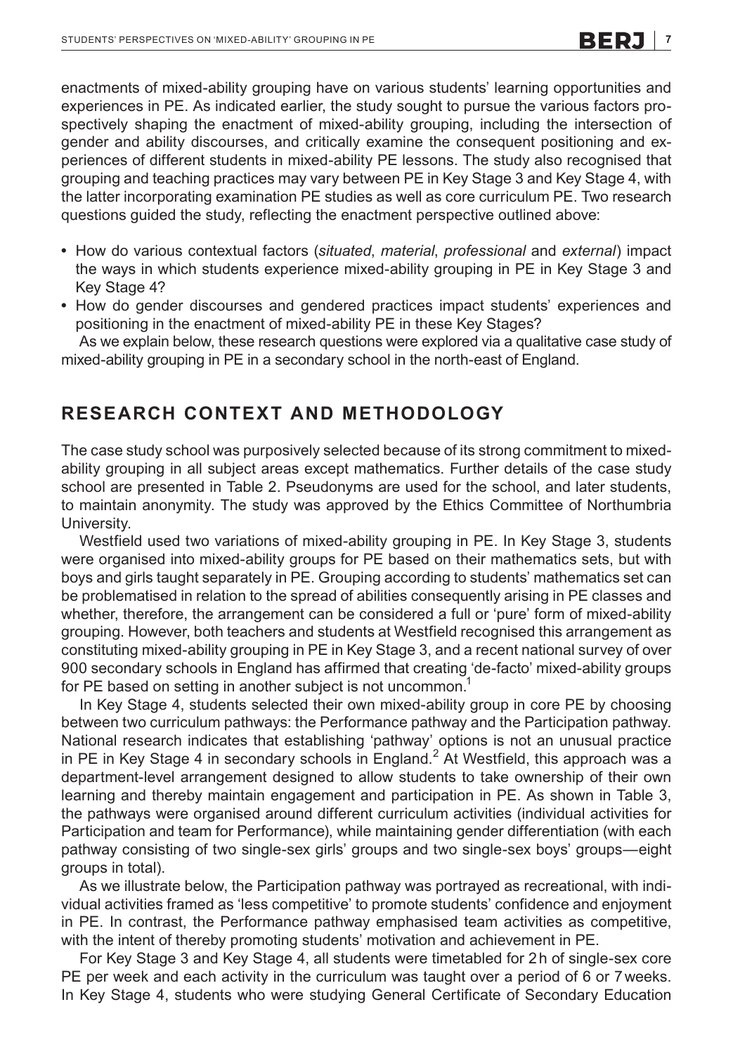enactments of mixed-ability grouping have on various students' learning opportunities and experiences in PE. As indicated earlier, the study sought to pursue the various factors prospectively shaping the enactment of mixed-ability grouping, including the intersection of gender and ability discourses, and critically examine the consequent positioning and experiences of different students in mixed-ability PE lessons. The study also recognised that grouping and teaching practices may vary between PE in Key Stage 3 and Key Stage 4, with the latter incorporating examination PE studies as well as core curriculum PE. Two research questions guided the study, reflecting the enactment perspective outlined above:

- How do various contextual factors (*situated*, *material*, *professional* and *external*) impact the ways in which students experience mixed-ability grouping in PE in Key Stage 3 and Key Stage 4?
- How do gender discourses and gendered practices impact students' experiences and positioning in the enactment of mixed-ability PE in these Key Stages?

As we explain below, these research questions were explored via a qualitative case study of mixed-ability grouping in PE in a secondary school in the north-east of England.

## RESEARCH CONTEXT AND METHODOLOGY

The case study school was purposively selected because of its strong commitment to mixed-ability grouping in all subject areas except mathematics. Further details of the case study school are presented in Table 2. Pseudonyms are used for the school, and later students, to maintain anonymity. The study was approved by the Ethics Committee of Northumbria University.

Westfield used two variations of mixed-ability grouping in PE. In Key Stage 3, students were organised into mixed-ability groups for PE based on their mathematics sets, but with boys and girls taught separately in PE. Grouping according to students' mathematics set can be problematised in relation to the spread of abilities consequently arising in PE classes and whether, therefore, the arrangement can be considered a full or 'pure' form of mixed-ability grouping. However, both teachers and students at Westfield recognised this arrangement as constituting mixed-ability grouping in PE in Key Stage 3, and a recent national survey of over 900 secondary schools in England has affirmed that creating 'de-facto' mixed-ability groups for PE based on setting in another subject is not uncommon.[1]

In Key Stage 4, students selected their own mixed-ability group in core PE by choosing between two curriculum pathways: the Performance pathway and the Participation pathway. National research indicates that establishing 'pathway' options is not an unusual practice in PE in Key Stage 4 in secondary schools in England.[2] At Westfield, this approach was a department-level arrangement designed to allow students to take ownership of their own learning and thereby maintain engagement and participation in PE. As shown in Table 3, the pathways were organised around different curriculum activities (individual activities for Participation and team for Performance), while maintaining gender differentiation (with each pathway consisting of two single-sex girls' groups and two single-sex boys' groups—eight groups in total).

As we illustrate below, the Participation pathway was portrayed as recreational, with individual activities framed as 'less competitive' to promote students' confidence and enjoyment in PE. In contrast, the Performance pathway emphasised team activities as competitive, with the intent of thereby promoting students' motivation and achievement in PE.

For Key Stage 3 and Key Stage 4, all students were timetabled for 2 h of single-sex core PE per week and each activity in the curriculum was taught over a period of 6 or 7 weeks. In Key Stage 4, students who were studying General Certificate of Secondary Education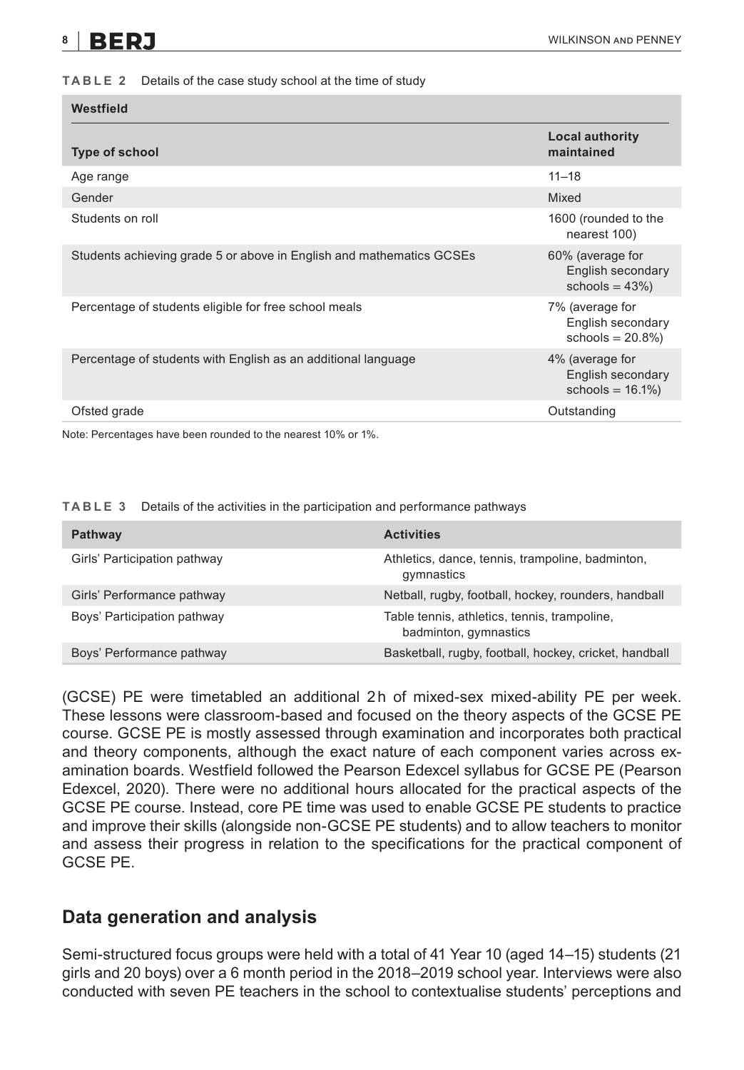**TABLE 2** Details of the case study school at the time of study

| Westfield | |
|---|---|
| **Type of school** | **Local authority maintained** |
| Age range | 11–18 |
| Gender | Mixed |
| Students on roll | 1600 (rounded to the nearest 100) |
| Students achieving grade 5 or above in English and mathematics GCSEs | 60% (average for English secondary schools = 43%) |
| Percentage of students eligible for free school meals | 7% (average for English secondary schools = 20.8%) |
| Percentage of students with English as an additional language | 4% (average for English secondary schools = 16.1%) |
| Ofsted grade | Outstanding |

Note: Percentages have been rounded to the nearest 10% or 1%.

**TABLE 3** Details of the activities in the participation and performance pathways

| Pathway | Activities |
|---|---|
| Girls' Participation pathway | Athletics, dance, tennis, trampoline, badminton, gymnastics |
| Girls' Performance pathway | Netball, rugby, football, hockey, rounders, handball |
| Boys' Participation pathway | Table tennis, athletics, tennis, trampoline, badminton, gymnastics |
| Boys' Performance pathway | Basketball, rugby, football, hockey, cricket, handball |

(GCSE) PE were timetabled an additional 2 h of mixed-sex mixed-ability PE per week. These lessons were classroom-based and focused on the theory aspects of the GCSE PE course. GCSE PE is mostly assessed through examination and incorporates both practical and theory components, although the exact nature of each component varies across examination boards. Westfield followed the Pearson Edexcel syllabus for GCSE PE (Pearson Edexcel, 2020). There were no additional hours allocated for the practical aspects of the GCSE PE course. Instead, core PE time was used to enable GCSE PE students to practice and improve their skills (alongside non-GCSE PE students) and to allow teachers to monitor and assess their progress in relation to the specifications for the practical component of GCSE PE.

## Data generation and analysis

Semi-structured focus groups were held with a total of 41 Year 10 (aged 14–15) students (21 girls and 20 boys) over a 6 month period in the 2018–2019 school year. Interviews were also conducted with seven PE teachers in the school to contextualise students' perceptions and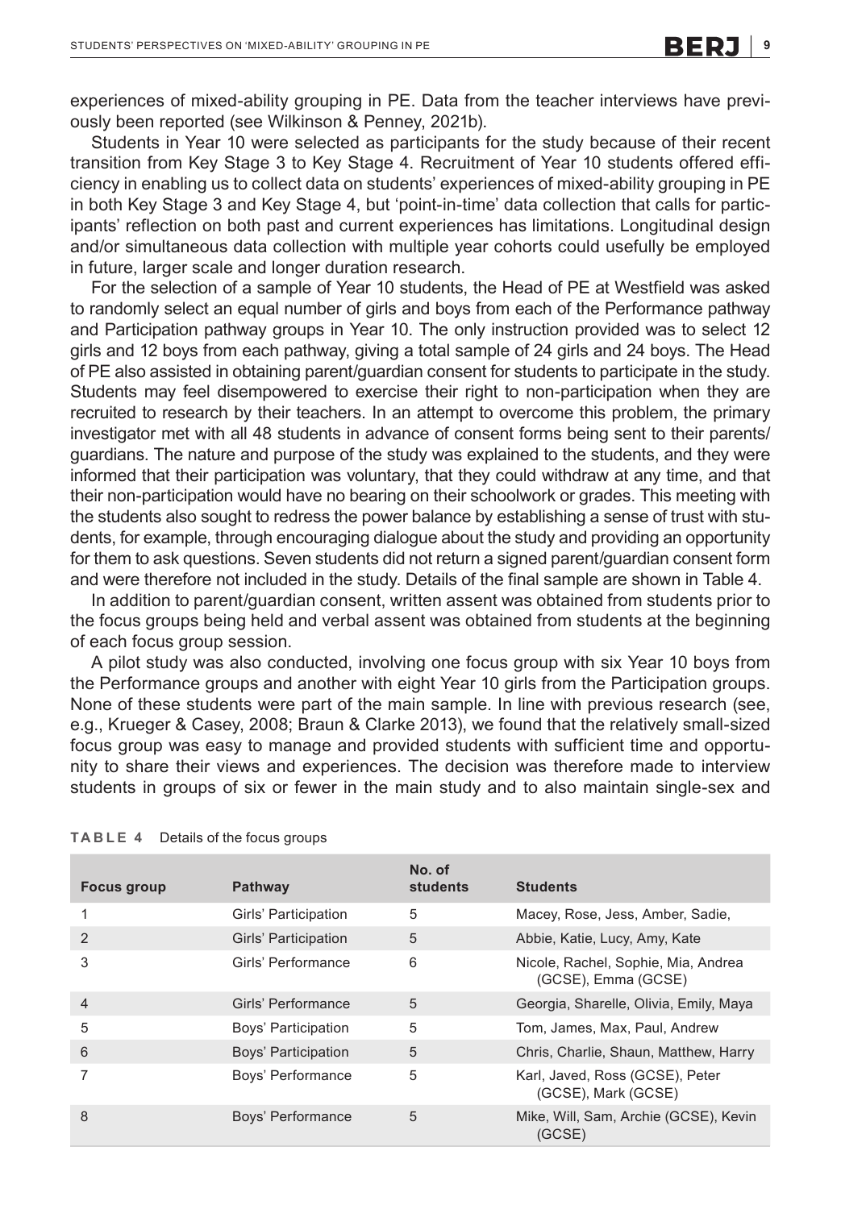experiences of mixed-ability grouping in PE. Data from the teacher interviews have previously been reported (see Wilkinson & Penney, 2021b).

Students in Year 10 were selected as participants for the study because of their recent transition from Key Stage 3 to Key Stage 4. Recruitment of Year 10 students offered efficiency in enabling us to collect data on students' experiences of mixed-ability grouping in PE in both Key Stage 3 and Key Stage 4, but 'point-in-time' data collection that calls for participants' reflection on both past and current experiences has limitations. Longitudinal design and/or simultaneous data collection with multiple year cohorts could usefully be employed in future, larger scale and longer duration research.

For the selection of a sample of Year 10 students, the Head of PE at Westfield was asked to randomly select an equal number of girls and boys from each of the Performance pathway and Participation pathway groups in Year 10. The only instruction provided was to select 12 girls and 12 boys from each pathway, giving a total sample of 24 girls and 24 boys. The Head of PE also assisted in obtaining parent/guardian consent for students to participate in the study. Students may feel disempowered to exercise their right to non-participation when they are recruited to research by their teachers. In an attempt to overcome this problem, the primary investigator met with all 48 students in advance of consent forms being sent to their parents/guardians. The nature and purpose of the study was explained to the students, and they were informed that their participation was voluntary, that they could withdraw at any time, and that their non-participation would have no bearing on their schoolwork or grades. This meeting with the students also sought to redress the power balance by establishing a sense of trust with students, for example, through encouraging dialogue about the study and providing an opportunity for them to ask questions. Seven students did not return a signed parent/guardian consent form and were therefore not included in the study. Details of the final sample are shown in Table 4.

In addition to parent/guardian consent, written assent was obtained from students prior to the focus groups being held and verbal assent was obtained from students at the beginning of each focus group session.

A pilot study was also conducted, involving one focus group with six Year 10 boys from the Performance groups and another with eight Year 10 girls from the Participation groups. None of these students were part of the main sample. In line with previous research (see, e.g., Krueger & Casey, 2008; Braun & Clarke 2013), we found that the relatively small-sized focus group was easy to manage and provided students with sufficient time and opportunity to share their views and experiences. The decision was therefore made to interview students in groups of six or fewer in the main study and to also maintain single-sex and

**TABLE 4** Details of the focus groups

| Focus group | Pathway | No. of students | Students |
|---|---|---|---|
| 1 | Girls' Participation | 5 | Macey, Rose, Jess, Amber, Sadie, |
| 2 | Girls' Participation | 5 | Abbie, Katie, Lucy, Amy, Kate |
| 3 | Girls' Performance | 6 | Nicole, Rachel, Sophie, Mia, Andrea (GCSE), Emma (GCSE) |
| 4 | Girls' Performance | 5 | Georgia, Sharelle, Olivia, Emily, Maya |
| 5 | Boys' Participation | 5 | Tom, James, Max, Paul, Andrew |
| 6 | Boys' Participation | 5 | Chris, Charlie, Shaun, Matthew, Harry |
| 7 | Boys' Performance | 5 | Karl, Javed, Ross (GCSE), Peter (GCSE), Mark (GCSE) |
| 8 | Boys' Performance | 5 | Mike, Will, Sam, Archie (GCSE), Kevin (GCSE) |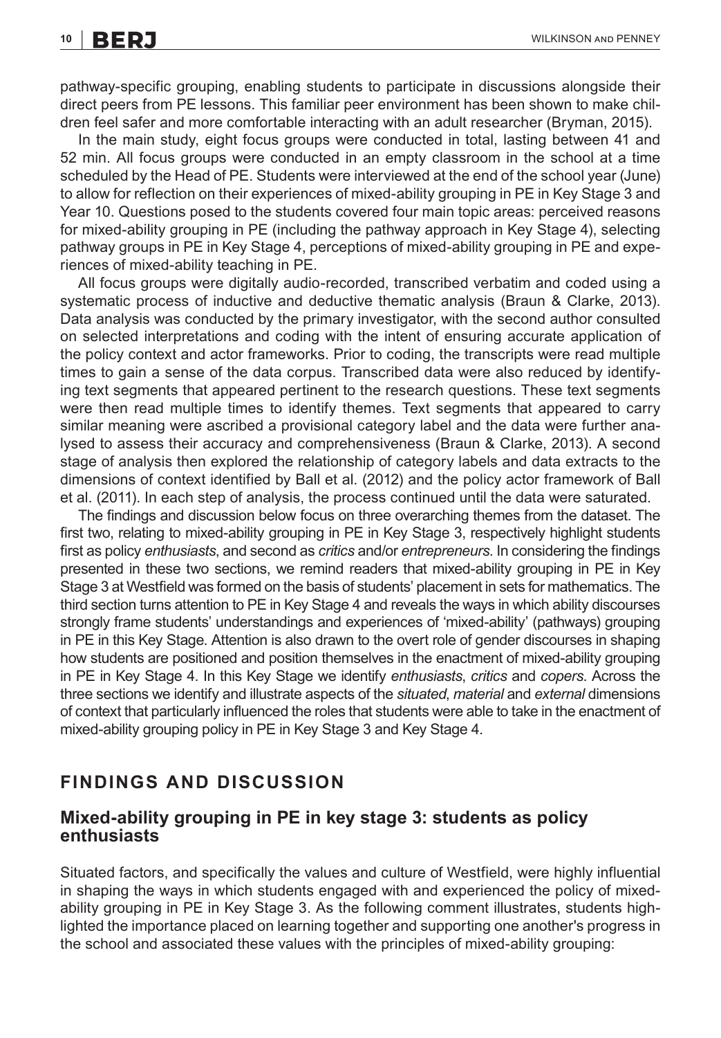pathway-specific grouping, enabling students to participate in discussions alongside their direct peers from PE lessons. This familiar peer environment has been shown to make children feel safer and more comfortable interacting with an adult researcher (Bryman, 2015).

In the main study, eight focus groups were conducted in total, lasting between 41 and 52 min. All focus groups were conducted in an empty classroom in the school at a time scheduled by the Head of PE. Students were interviewed at the end of the school year (June) to allow for reflection on their experiences of mixed-ability grouping in PE in Key Stage 3 and Year 10. Questions posed to the students covered four main topic areas: perceived reasons for mixed-ability grouping in PE (including the pathway approach in Key Stage 4), selecting pathway groups in PE in Key Stage 4, perceptions of mixed-ability grouping in PE and experiences of mixed-ability teaching in PE.

All focus groups were digitally audio-recorded, transcribed verbatim and coded using a systematic process of inductive and deductive thematic analysis (Braun & Clarke, 2013). Data analysis was conducted by the primary investigator, with the second author consulted on selected interpretations and coding with the intent of ensuring accurate application of the policy context and actor frameworks. Prior to coding, the transcripts were read multiple times to gain a sense of the data corpus. Transcribed data were also reduced by identifying text segments that appeared pertinent to the research questions. These text segments were then read multiple times to identify themes. Text segments that appeared to carry similar meaning were ascribed a provisional category label and the data were further analysed to assess their accuracy and comprehensiveness (Braun & Clarke, 2013). A second stage of analysis then explored the relationship of category labels and data extracts to the dimensions of context identified by Ball et al. (2012) and the policy actor framework of Ball et al. (2011). In each step of analysis, the process continued until the data were saturated.

The findings and discussion below focus on three overarching themes from the dataset. The first two, relating to mixed-ability grouping in PE in Key Stage 3, respectively highlight students first as policy *enthusiasts*, and second as *critics* and/or *entrepreneurs*. In considering the findings presented in these two sections, we remind readers that mixed-ability grouping in PE in Key Stage 3 at Westfield was formed on the basis of students' placement in sets for mathematics. The third section turns attention to PE in Key Stage 4 and reveals the ways in which ability discourses strongly frame students' understandings and experiences of 'mixed-ability' (pathways) grouping in PE in this Key Stage. Attention is also drawn to the overt role of gender discourses in shaping how students are positioned and position themselves in the enactment of mixed-ability grouping in PE in Key Stage 4. In this Key Stage we identify *enthusiasts*, *critics* and *copers*. Across the three sections we identify and illustrate aspects of the *situated*, *material* and *external* dimensions of context that particularly influenced the roles that students were able to take in the enactment of mixed-ability grouping policy in PE in Key Stage 3 and Key Stage 4.

## FINDINGS AND DISCUSSION

### Mixed-ability grouping in PE in key stage 3: students as policy enthusiasts

Situated factors, and specifically the values and culture of Westfield, were highly influential in shaping the ways in which students engaged with and experienced the policy of mixed-ability grouping in PE in Key Stage 3. As the following comment illustrates, students highlighted the importance placed on learning together and supporting one another's progress in the school and associated these values with the principles of mixed-ability grouping: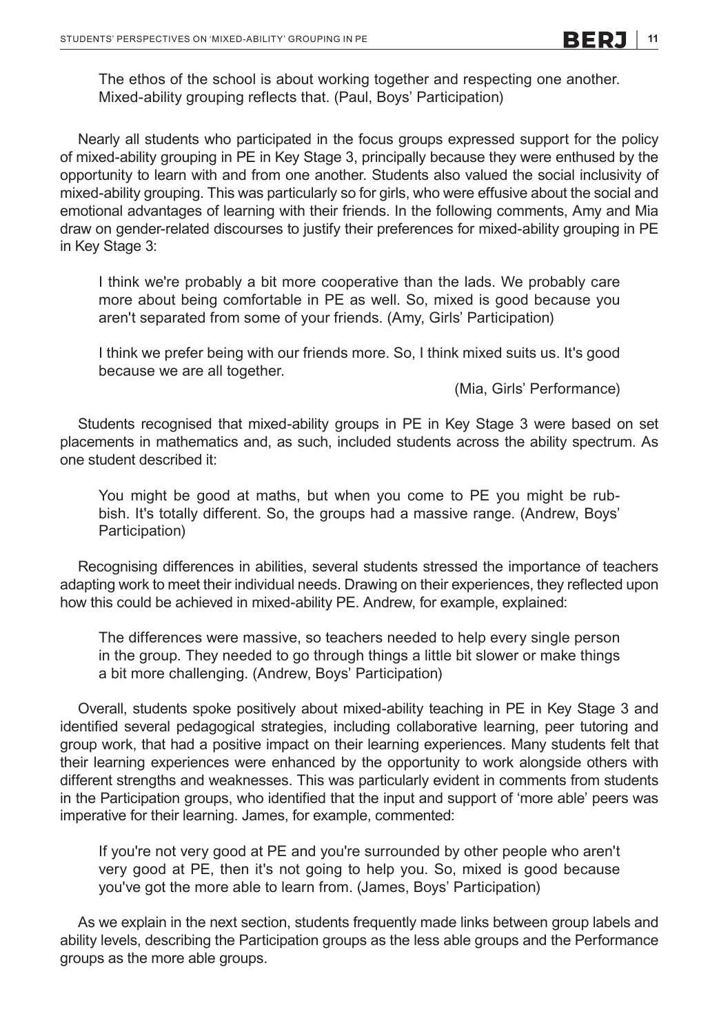> The ethos of the school is about working together and respecting one another. Mixed-ability grouping reflects that. (Paul, Boys' Participation)

Nearly all students who participated in the focus groups expressed support for the policy of mixed-ability grouping in PE in Key Stage 3, principally because they were enthused by the opportunity to learn with and from one another. Students also valued the social inclusivity of mixed-ability grouping. This was particularly so for girls, who were effusive about the social and emotional advantages of learning with their friends. In the following comments, Amy and Mia draw on gender-related discourses to justify their preferences for mixed-ability grouping in PE in Key Stage 3:

> I think we're probably a bit more cooperative than the lads. We probably care more about being comfortable in PE as well. So, mixed is good because you aren't separated from some of your friends. (Amy, Girls' Participation)

> I think we prefer being with our friends more. So, I think mixed suits us. It's good because we are all together.
>
> (Mia, Girls' Performance)

Students recognised that mixed-ability groups in PE in Key Stage 3 were based on set placements in mathematics and, as such, included students across the ability spectrum. As one student described it:

> You might be good at maths, but when you come to PE you might be rubbish. It's totally different. So, the groups had a massive range. (Andrew, Boys' Participation)

Recognising differences in abilities, several students stressed the importance of teachers adapting work to meet their individual needs. Drawing on their experiences, they reflected upon how this could be achieved in mixed-ability PE. Andrew, for example, explained:

> The differences were massive, so teachers needed to help every single person in the group. They needed to go through things a little bit slower or make things a bit more challenging. (Andrew, Boys' Participation)

Overall, students spoke positively about mixed-ability teaching in PE in Key Stage 3 and identified several pedagogical strategies, including collaborative learning, peer tutoring and group work, that had a positive impact on their learning experiences. Many students felt that their learning experiences were enhanced by the opportunity to work alongside others with different strengths and weaknesses. This was particularly evident in comments from students in the Participation groups, who identified that the input and support of 'more able' peers was imperative for their learning. James, for example, commented:

> If you're not very good at PE and you're surrounded by other people who aren't very good at PE, then it's not going to help you. So, mixed is good because you've got the more able to learn from. (James, Boys' Participation)

As we explain in the next section, students frequently made links between group labels and ability levels, describing the Participation groups as the less able groups and the Performance groups as the more able groups.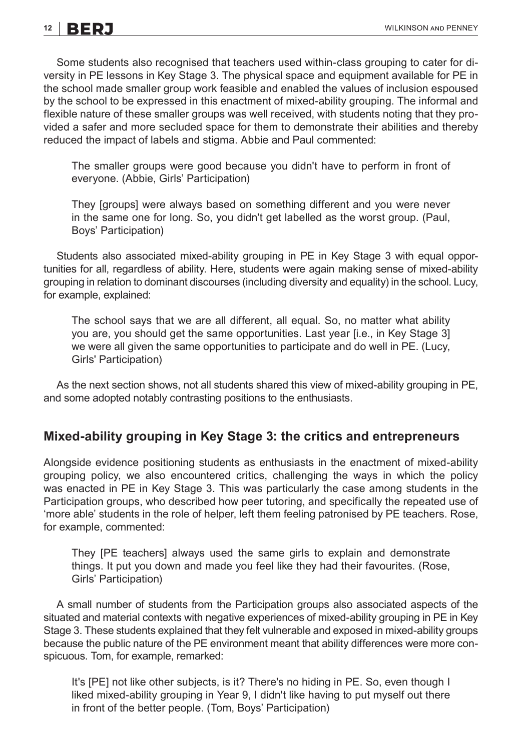Some students also recognised that teachers used within-class grouping to cater for diversity in PE lessons in Key Stage 3. The physical space and equipment available for PE in the school made smaller group work feasible and enabled the values of inclusion espoused by the school to be expressed in this enactment of mixed-ability grouping. The informal and flexible nature of these smaller groups was well received, with students noting that they provided a safer and more secluded space for them to demonstrate their abilities and thereby reduced the impact of labels and stigma. Abbie and Paul commented:

> The smaller groups were good because you didn't have to perform in front of everyone. (Abbie, Girls' Participation)

> They [groups] were always based on something different and you were never in the same one for long. So, you didn't get labelled as the worst group. (Paul, Boys' Participation)

Students also associated mixed-ability grouping in PE in Key Stage 3 with equal opportunities for all, regardless of ability. Here, students were again making sense of mixed-ability grouping in relation to dominant discourses (including diversity and equality) in the school. Lucy, for example, explained:

> The school says that we are all different, all equal. So, no matter what ability you are, you should get the same opportunities. Last year [i.e., in Key Stage 3] we were all given the same opportunities to participate and do well in PE. (Lucy, Girls' Participation)

As the next section shows, not all students shared this view of mixed-ability grouping in PE, and some adopted notably contrasting positions to the enthusiasts.

## Mixed-ability grouping in Key Stage 3: the critics and entrepreneurs

Alongside evidence positioning students as enthusiasts in the enactment of mixed-ability grouping policy, we also encountered critics, challenging the ways in which the policy was enacted in PE in Key Stage 3. This was particularly the case among students in the Participation groups, who described how peer tutoring, and specifically the repeated use of 'more able' students in the role of helper, left them feeling patronised by PE teachers. Rose, for example, commented:

> They [PE teachers] always used the same girls to explain and demonstrate things. It put you down and made you feel like they had their favourites. (Rose, Girls' Participation)

A small number of students from the Participation groups also associated aspects of the situated and material contexts with negative experiences of mixed-ability grouping in PE in Key Stage 3. These students explained that they felt vulnerable and exposed in mixed-ability groups because the public nature of the PE environment meant that ability differences were more conspicuous. Tom, for example, remarked:

> It's [PE] not like other subjects, is it? There's no hiding in PE. So, even though I liked mixed-ability grouping in Year 9, I didn't like having to put myself out there in front of the better people. (Tom, Boys' Participation)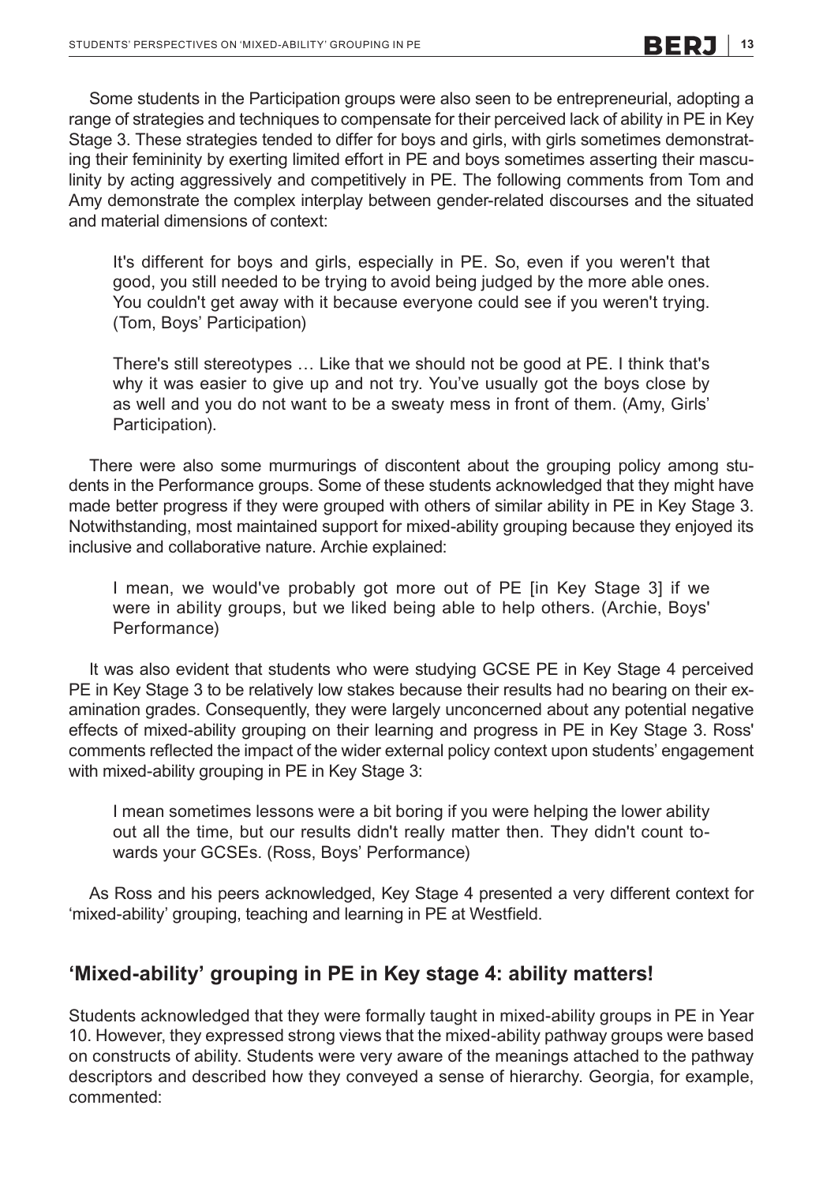Some students in the Participation groups were also seen to be entrepreneurial, adopting a range of strategies and techniques to compensate for their perceived lack of ability in PE in Key Stage 3. These strategies tended to differ for boys and girls, with girls sometimes demonstrating their femininity by exerting limited effort in PE and boys sometimes asserting their masculinity by acting aggressively and competitively in PE. The following comments from Tom and Amy demonstrate the complex interplay between gender-related discourses and the situated and material dimensions of context:

> It's different for boys and girls, especially in PE. So, even if you weren't that good, you still needed to be trying to avoid being judged by the more able ones. You couldn't get away with it because everyone could see if you weren't trying. (Tom, Boys' Participation)

> There's still stereotypes … Like that we should not be good at PE. I think that's why it was easier to give up and not try. You've usually got the boys close by as well and you do not want to be a sweaty mess in front of them. (Amy, Girls' Participation).

There were also some murmurings of discontent about the grouping policy among students in the Performance groups. Some of these students acknowledged that they might have made better progress if they were grouped with others of similar ability in PE in Key Stage 3. Notwithstanding, most maintained support for mixed-ability grouping because they enjoyed its inclusive and collaborative nature. Archie explained:

> I mean, we would've probably got more out of PE [in Key Stage 3] if we were in ability groups, but we liked being able to help others. (Archie, Boys' Performance)

It was also evident that students who were studying GCSE PE in Key Stage 4 perceived PE in Key Stage 3 to be relatively low stakes because their results had no bearing on their examination grades. Consequently, they were largely unconcerned about any potential negative effects of mixed-ability grouping on their learning and progress in PE in Key Stage 3. Ross' comments reflected the impact of the wider external policy context upon students' engagement with mixed-ability grouping in PE in Key Stage 3:

> I mean sometimes lessons were a bit boring if you were helping the lower ability out all the time, but our results didn't really matter then. They didn't count towards your GCSEs. (Ross, Boys' Performance)

As Ross and his peers acknowledged, Key Stage 4 presented a very different context for 'mixed-ability' grouping, teaching and learning in PE at Westfield.

## 'Mixed-ability' grouping in PE in Key stage 4: ability matters!

Students acknowledged that they were formally taught in mixed-ability groups in PE in Year 10. However, they expressed strong views that the mixed-ability pathway groups were based on constructs of ability. Students were very aware of the meanings attached to the pathway descriptors and described how they conveyed a sense of hierarchy. Georgia, for example, commented: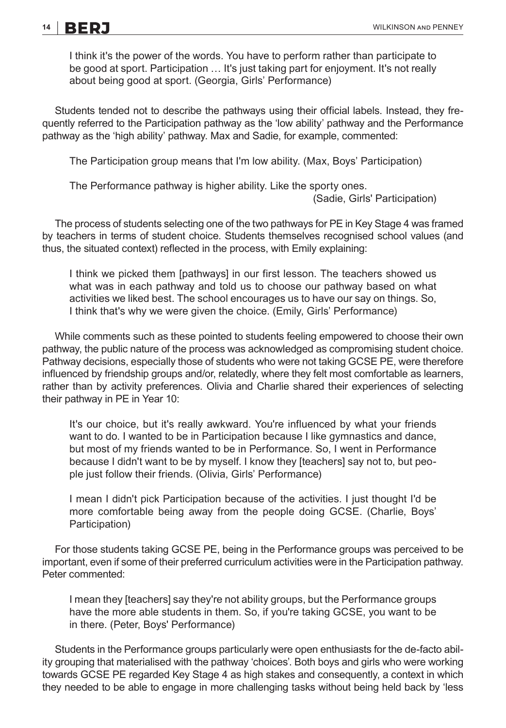> I think it's the power of the words. You have to perform rather than participate to be good at sport. Participation … It's just taking part for enjoyment. It's not really about being good at sport. (Georgia, Girls' Performance)

Students tended not to describe the pathways using their official labels. Instead, they frequently referred to the Participation pathway as the 'low ability' pathway and the Performance pathway as the 'high ability' pathway. Max and Sadie, for example, commented:

> The Participation group means that I'm low ability. (Max, Boys' Participation)

> The Performance pathway is higher ability. Like the sporty ones. (Sadie, Girls' Participation)

The process of students selecting one of the two pathways for PE in Key Stage 4 was framed by teachers in terms of student choice. Students themselves recognised school values (and thus, the situated context) reflected in the process, with Emily explaining:

> I think we picked them [pathways] in our first lesson. The teachers showed us what was in each pathway and told us to choose our pathway based on what activities we liked best. The school encourages us to have our say on things. So, I think that's why we were given the choice. (Emily, Girls' Performance)

While comments such as these pointed to students feeling empowered to choose their own pathway, the public nature of the process was acknowledged as compromising student choice. Pathway decisions, especially those of students who were not taking GCSE PE, were therefore influenced by friendship groups and/or, relatedly, where they felt most comfortable as learners, rather than by activity preferences. Olivia and Charlie shared their experiences of selecting their pathway in PE in Year 10:

> It's our choice, but it's really awkward. You're influenced by what your friends want to do. I wanted to be in Participation because I like gymnastics and dance, but most of my friends wanted to be in Performance. So, I went in Performance because I didn't want to be by myself. I know they [teachers] say not to, but people just follow their friends. (Olivia, Girls' Performance)

> I mean I didn't pick Participation because of the activities. I just thought I'd be more comfortable being away from the people doing GCSE. (Charlie, Boys' Participation)

For those students taking GCSE PE, being in the Performance groups was perceived to be important, even if some of their preferred curriculum activities were in the Participation pathway. Peter commented:

> I mean they [teachers] say they're not ability groups, but the Performance groups have the more able students in them. So, if you're taking GCSE, you want to be in there. (Peter, Boys' Performance)

Students in the Performance groups particularly were open enthusiasts for the de-facto ability grouping that materialised with the pathway 'choices'. Both boys and girls who were working towards GCSE PE regarded Key Stage 4 as high stakes and consequently, a context in which they needed to be able to engage in more challenging tasks without being held back by 'less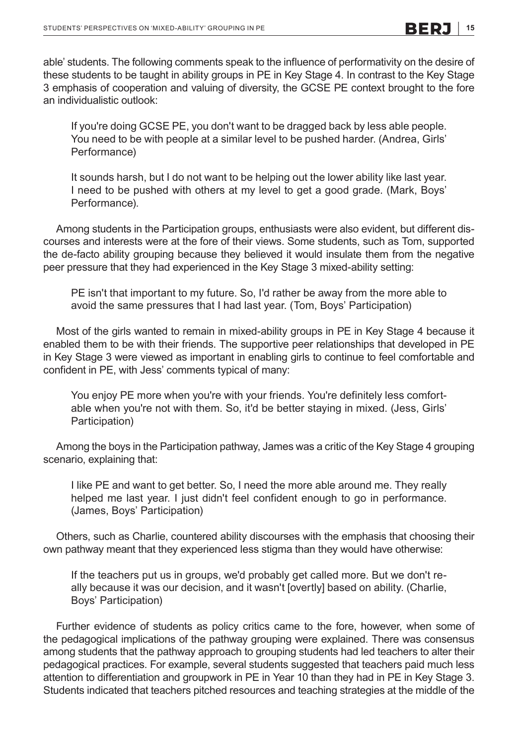able' students. The following comments speak to the influence of performativity on the desire of these students to be taught in ability groups in PE in Key Stage 4. In contrast to the Key Stage 3 emphasis of cooperation and valuing of diversity, the GCSE PE context brought to the fore an individualistic outlook:

> If you're doing GCSE PE, you don't want to be dragged back by less able people. You need to be with people at a similar level to be pushed harder. (Andrea, Girls' Performance)

> It sounds harsh, but I do not want to be helping out the lower ability like last year. I need to be pushed with others at my level to get a good grade. (Mark, Boys' Performance).

Among students in the Participation groups, enthusiasts were also evident, but different discourses and interests were at the fore of their views. Some students, such as Tom, supported the de-facto ability grouping because they believed it would insulate them from the negative peer pressure that they had experienced in the Key Stage 3 mixed-ability setting:

> PE isn't that important to my future. So, I'd rather be away from the more able to avoid the same pressures that I had last year. (Tom, Boys' Participation)

Most of the girls wanted to remain in mixed-ability groups in PE in Key Stage 4 because it enabled them to be with their friends. The supportive peer relationships that developed in PE in Key Stage 3 were viewed as important in enabling girls to continue to feel comfortable and confident in PE, with Jess' comments typical of many:

> You enjoy PE more when you're with your friends. You're definitely less comfortable when you're not with them. So, it'd be better staying in mixed. (Jess, Girls' Participation)

Among the boys in the Participation pathway, James was a critic of the Key Stage 4 grouping scenario, explaining that:

> I like PE and want to get better. So, I need the more able around me. They really helped me last year. I just didn't feel confident enough to go in performance. (James, Boys' Participation)

Others, such as Charlie, countered ability discourses with the emphasis that choosing their own pathway meant that they experienced less stigma than they would have otherwise:

> If the teachers put us in groups, we'd probably get called more. But we don't really because it was our decision, and it wasn't [overtly] based on ability. (Charlie, Boys' Participation)

Further evidence of students as policy critics came to the fore, however, when some of the pedagogical implications of the pathway grouping were explained. There was consensus among students that the pathway approach to grouping students had led teachers to alter their pedagogical practices. For example, several students suggested that teachers paid much less attention to differentiation and groupwork in PE in Year 10 than they had in PE in Key Stage 3. Students indicated that teachers pitched resources and teaching strategies at the middle of the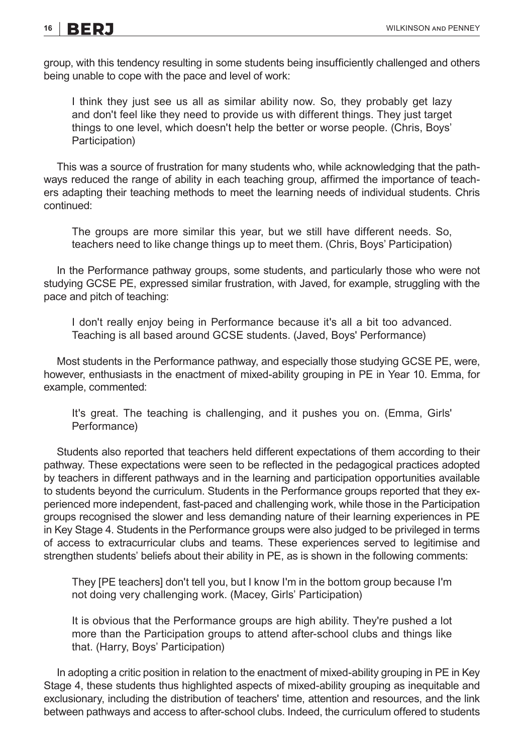group, with this tendency resulting in some students being insufficiently challenged and others being unable to cope with the pace and level of work:

> I think they just see us all as similar ability now. So, they probably get lazy and don't feel like they need to provide us with different things. They just target things to one level, which doesn't help the better or worse people. (Chris, Boys' Participation)

This was a source of frustration for many students who, while acknowledging that the pathways reduced the range of ability in each teaching group, affirmed the importance of teachers adapting their teaching methods to meet the learning needs of individual students. Chris continued:

> The groups are more similar this year, but we still have different needs. So, teachers need to like change things up to meet them. (Chris, Boys' Participation)

In the Performance pathway groups, some students, and particularly those who were not studying GCSE PE, expressed similar frustration, with Javed, for example, struggling with the pace and pitch of teaching:

> I don't really enjoy being in Performance because it's all a bit too advanced. Teaching is all based around GCSE students. (Javed, Boys' Performance)

Most students in the Performance pathway, and especially those studying GCSE PE, were, however, enthusiasts in the enactment of mixed-ability grouping in PE in Year 10. Emma, for example, commented:

> It's great. The teaching is challenging, and it pushes you on. (Emma, Girls' Performance)

Students also reported that teachers held different expectations of them according to their pathway. These expectations were seen to be reflected in the pedagogical practices adopted by teachers in different pathways and in the learning and participation opportunities available to students beyond the curriculum. Students in the Performance groups reported that they experienced more independent, fast-paced and challenging work, while those in the Participation groups recognised the slower and less demanding nature of their learning experiences in PE in Key Stage 4. Students in the Performance groups were also judged to be privileged in terms of access to extracurricular clubs and teams. These experiences served to legitimise and strengthen students' beliefs about their ability in PE, as is shown in the following comments:

> They [PE teachers] don't tell you, but I know I'm in the bottom group because I'm not doing very challenging work. (Macey, Girls' Participation)

> It is obvious that the Performance groups are high ability. They're pushed a lot more than the Participation groups to attend after-school clubs and things like that. (Harry, Boys' Participation)

In adopting a critic position in relation to the enactment of mixed-ability grouping in PE in Key Stage 4, these students thus highlighted aspects of mixed-ability grouping as inequitable and exclusionary, including the distribution of teachers' time, attention and resources, and the link between pathways and access to after-school clubs. Indeed, the curriculum offered to students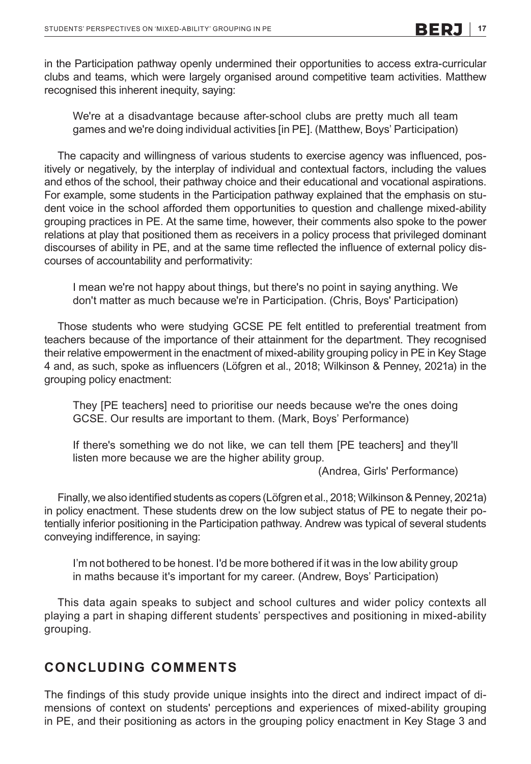in the Participation pathway openly undermined their opportunities to access extra-curricular clubs and teams, which were largely organised around competitive team activities. Matthew recognised this inherent inequity, saying:

> We're at a disadvantage because after-school clubs are pretty much all team games and we're doing individual activities [in PE]. (Matthew, Boys' Participation)

The capacity and willingness of various students to exercise agency was influenced, positively or negatively, by the interplay of individual and contextual factors, including the values and ethos of the school, their pathway choice and their educational and vocational aspirations. For example, some students in the Participation pathway explained that the emphasis on student voice in the school afforded them opportunities to question and challenge mixed-ability grouping practices in PE. At the same time, however, their comments also spoke to the power relations at play that positioned them as receivers in a policy process that privileged dominant discourses of ability in PE, and at the same time reflected the influence of external policy discourses of accountability and performativity:

> I mean we're not happy about things, but there's no point in saying anything. We don't matter as much because we're in Participation. (Chris, Boys' Participation)

Those students who were studying GCSE PE felt entitled to preferential treatment from teachers because of the importance of their attainment for the department. They recognised their relative empowerment in the enactment of mixed-ability grouping policy in PE in Key Stage 4 and, as such, spoke as influencers (Löfgren et al., 2018; Wilkinson & Penney, 2021a) in the grouping policy enactment:

> They [PE teachers] need to prioritise our needs because we're the ones doing GCSE. Our results are important to them. (Mark, Boys' Performance)

> If there's something we do not like, we can tell them [PE teachers] and they'll listen more because we are the higher ability group.
> (Andrea, Girls' Performance)

Finally, we also identified students as copers (Löfgren et al., 2018; Wilkinson & Penney, 2021a) in policy enactment. These students drew on the low subject status of PE to negate their potentially inferior positioning in the Participation pathway. Andrew was typical of several students conveying indifference, in saying:

> I'm not bothered to be honest. I'd be more bothered if it was in the low ability group in maths because it's important for my career. (Andrew, Boys' Participation)

This data again speaks to subject and school cultures and wider policy contexts all playing a part in shaping different students' perspectives and positioning in mixed-ability grouping.

## CONCLUDING COMMENTS

The findings of this study provide unique insights into the direct and indirect impact of dimensions of context on students' perceptions and experiences of mixed-ability grouping in PE, and their positioning as actors in the grouping policy enactment in Key Stage 3 and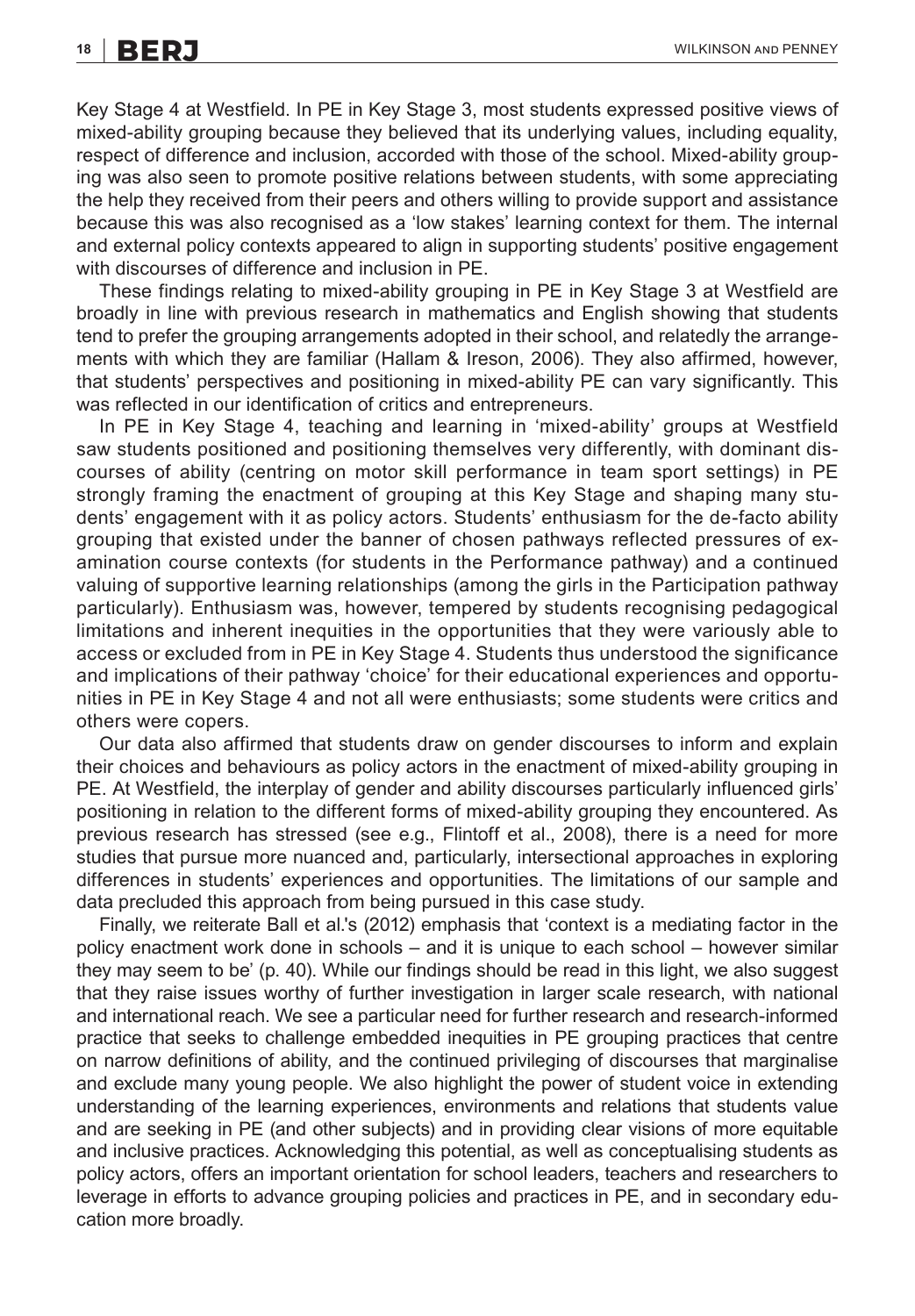Key Stage 4 at Westfield. In PE in Key Stage 3, most students expressed positive views of mixed-ability grouping because they believed that its underlying values, including equality, respect of difference and inclusion, accorded with those of the school. Mixed-ability grouping was also seen to promote positive relations between students, with some appreciating the help they received from their peers and others willing to provide support and assistance because this was also recognised as a 'low stakes' learning context for them. The internal and external policy contexts appeared to align in supporting students' positive engagement with discourses of difference and inclusion in PE.

These findings relating to mixed-ability grouping in PE in Key Stage 3 at Westfield are broadly in line with previous research in mathematics and English showing that students tend to prefer the grouping arrangements adopted in their school, and relatedly the arrangements with which they are familiar (Hallam & Ireson, 2006). They also affirmed, however, that students' perspectives and positioning in mixed-ability PE can vary significantly. This was reflected in our identification of critics and entrepreneurs.

In PE in Key Stage 4, teaching and learning in 'mixed-ability' groups at Westfield saw students positioned and positioning themselves very differently, with dominant discourses of ability (centring on motor skill performance in team sport settings) in PE strongly framing the enactment of grouping at this Key Stage and shaping many students' engagement with it as policy actors. Students' enthusiasm for the de-facto ability grouping that existed under the banner of chosen pathways reflected pressures of examination course contexts (for students in the Performance pathway) and a continued valuing of supportive learning relationships (among the girls in the Participation pathway particularly). Enthusiasm was, however, tempered by students recognising pedagogical limitations and inherent inequities in the opportunities that they were variously able to access or excluded from in PE in Key Stage 4. Students thus understood the significance and implications of their pathway 'choice' for their educational experiences and opportunities in PE in Key Stage 4 and not all were enthusiasts; some students were critics and others were copers.

Our data also affirmed that students draw on gender discourses to inform and explain their choices and behaviours as policy actors in the enactment of mixed-ability grouping in PE. At Westfield, the interplay of gender and ability discourses particularly influenced girls' positioning in relation to the different forms of mixed-ability grouping they encountered. As previous research has stressed (see e.g., Flintoff et al., 2008), there is a need for more studies that pursue more nuanced and, particularly, intersectional approaches in exploring differences in students' experiences and opportunities. The limitations of our sample and data precluded this approach from being pursued in this case study.

Finally, we reiterate Ball et al.'s (2012) emphasis that 'context is a mediating factor in the policy enactment work done in schools – and it is unique to each school – however similar they may seem to be' (p. 40). While our findings should be read in this light, we also suggest that they raise issues worthy of further investigation in larger scale research, with national and international reach. We see a particular need for further research and research-informed practice that seeks to challenge embedded inequities in PE grouping practices that centre on narrow definitions of ability, and the continued privileging of discourses that marginalise and exclude many young people. We also highlight the power of student voice in extending understanding of the learning experiences, environments and relations that students value and are seeking in PE (and other subjects) and in providing clear visions of more equitable and inclusive practices. Acknowledging this potential, as well as conceptualising students as policy actors, offers an important orientation for school leaders, teachers and researchers to leverage in efforts to advance grouping policies and practices in PE, and in secondary education more broadly.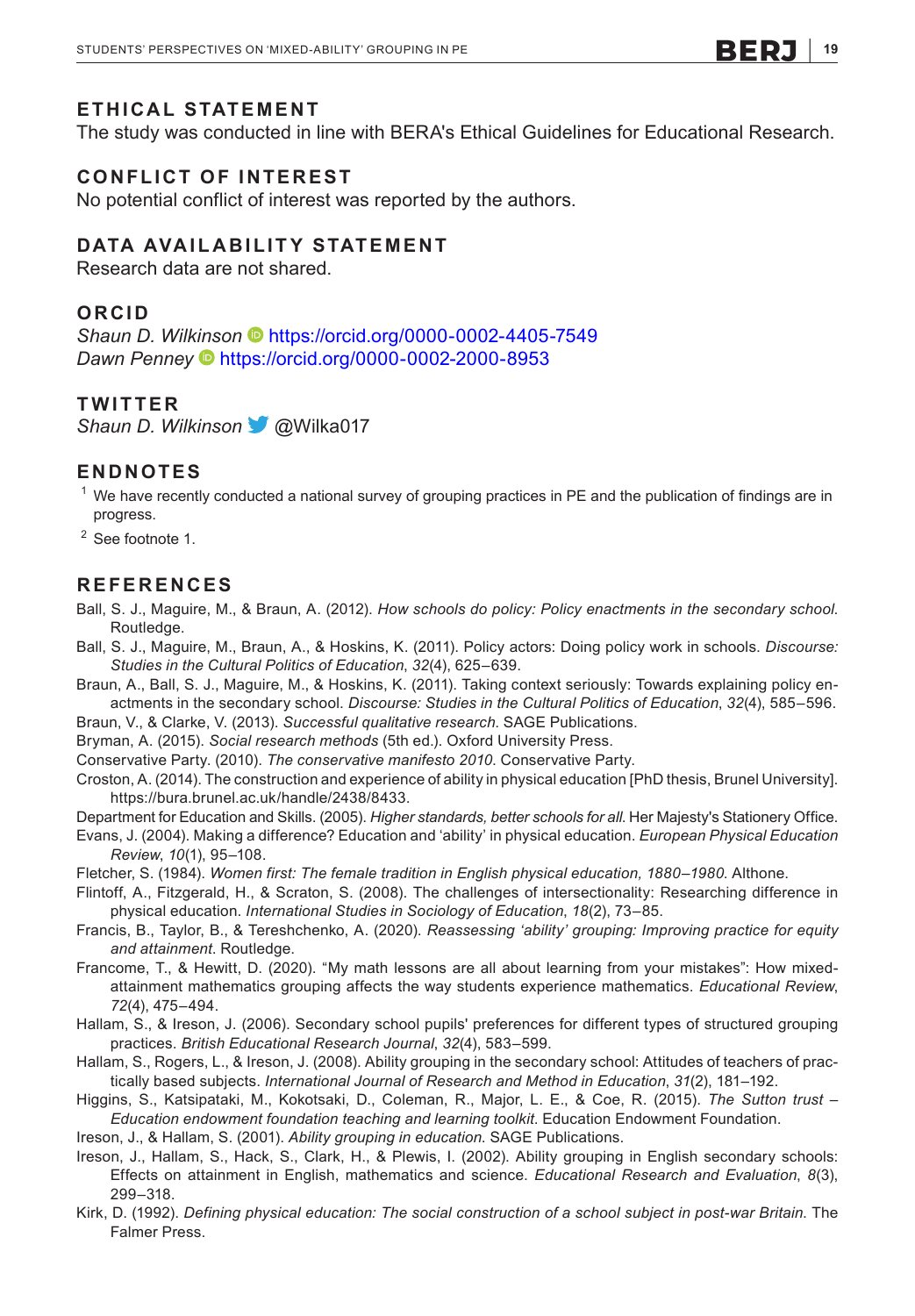## ETHICAL STATEMENT

The study was conducted in line with BERA's Ethical Guidelines for Educational Research.

## CONFLICT OF INTEREST

No potential conflict of interest was reported by the authors.

## DATA AVAILABILITY STATEMENT

Research data are not shared.

## ORCID

*Shaun D. Wilkinson* https://orcid.org/0000-0002-4405-7549
*Dawn Penney* https://orcid.org/0000-0002-2000-8953

## TWITTER

*Shaun D. Wilkinson* @Wilka017

## ENDNOTES

[1] We have recently conducted a national survey of grouping practices in PE and the publication of findings are in progress.

[2] See footnote 1.

## REFERENCES

Ball, S. J., Maguire, M., & Braun, A. (2012). *How schools do policy: Policy enactments in the secondary school*. Routledge.

Ball, S. J., Maguire, M., Braun, A., & Hoskins, K. (2011). Policy actors: Doing policy work in schools. *Discourse: Studies in the Cultural Politics of Education*, *32*(4), 625–639.

Braun, A., Ball, S. J., Maguire, M., & Hoskins, K. (2011). Taking context seriously: Towards explaining policy enactments in the secondary school. *Discourse: Studies in the Cultural Politics of Education*, *32*(4), 585–596.

Braun, V., & Clarke, V. (2013). *Successful qualitative research*. SAGE Publications.

Bryman, A. (2015). *Social research methods* (5th ed.). Oxford University Press.

Conservative Party. (2010). *The conservative manifesto 2010*. Conservative Party.

Croston, A. (2014). The construction and experience of ability in physical education [PhD thesis, Brunel University]. https://bura.brunel.ac.uk/handle/2438/8433.

Department for Education and Skills. (2005). *Higher standards, better schools for all*. Her Majesty's Stationery Office.

Evans, J. (2004). Making a difference? Education and 'ability' in physical education. *European Physical Education Review*, *10*(1), 95–108.

Fletcher, S. (1984). *Women first: The female tradition in English physical education, 1880–1980*. Althone.

Flintoff, A., Fitzgerald, H., & Scraton, S. (2008). The challenges of intersectionality: Researching difference in physical education. *International Studies in Sociology of Education*, *18*(2), 73–85.

Francis, B., Taylor, B., & Tereshchenko, A. (2020). *Reassessing 'ability' grouping: Improving practice for equity and attainment*. Routledge.

Francome, T., & Hewitt, D. (2020). "My math lessons are all about learning from your mistakes": How mixed-attainment mathematics grouping affects the way students experience mathematics. *Educational Review*, *72*(4), 475–494.

Hallam, S., & Ireson, J. (2006). Secondary school pupils' preferences for different types of structured grouping practices. *British Educational Research Journal*, *32*(4), 583–599.

Hallam, S., Rogers, L., & Ireson, J. (2008). Ability grouping in the secondary school: Attitudes of teachers of practically based subjects. *International Journal of Research and Method in Education*, *31*(2), 181–192.

Higgins, S., Katsipataki, M., Kokotsaki, D., Coleman, R., Major, L. E., & Coe, R. (2015). *The Sutton trust – Education endowment foundation teaching and learning toolkit*. Education Endowment Foundation.

Ireson, J., & Hallam, S. (2001). *Ability grouping in education*. SAGE Publications.

Ireson, J., Hallam, S., Hack, S., Clark, H., & Plewis, I. (2002). Ability grouping in English secondary schools: Effects on attainment in English, mathematics and science. *Educational Research and Evaluation*, *8*(3), 299–318.

Kirk, D. (1992). *Defining physical education: The social construction of a school subject in post-war Britain*. The Falmer Press.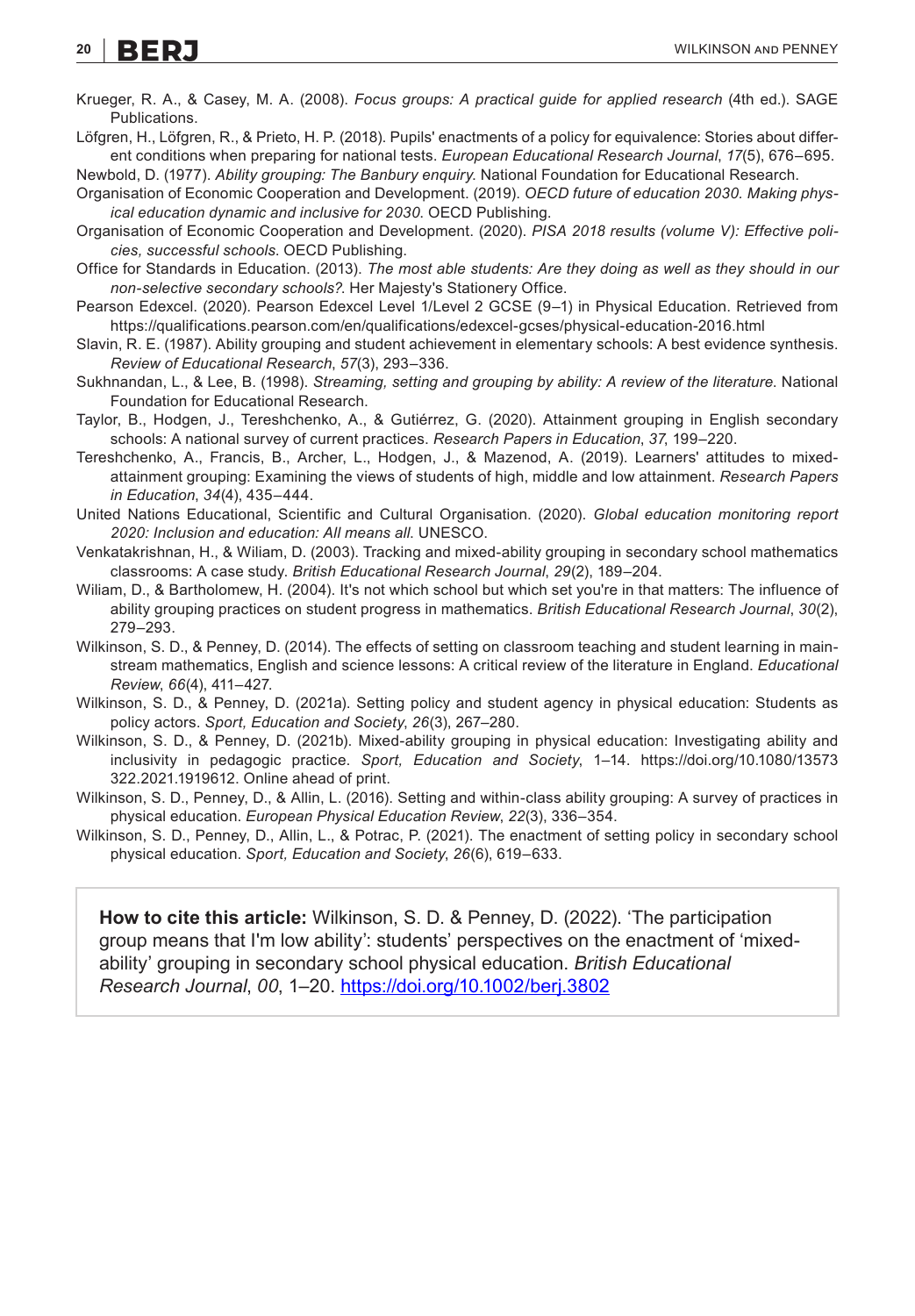Krueger, R. A., & Casey, M. A. (2008). *Focus groups: A practical guide for applied research* (4th ed.). SAGE Publications.

Löfgren, H., Löfgren, R., & Prieto, H. P. (2018). Pupils' enactments of a policy for equivalence: Stories about different conditions when preparing for national tests. *European Educational Research Journal*, *17*(5), 676–695.

Newbold, D. (1977). *Ability grouping: The Banbury enquiry.* National Foundation for Educational Research.

Organisation of Economic Cooperation and Development. (2019). *OECD future of education 2030. Making physical education dynamic and inclusive for 2030.* OECD Publishing.

Organisation of Economic Cooperation and Development. (2020). *PISA 2018 results (volume V): Effective policies, successful schools.* OECD Publishing.

Office for Standards in Education. (2013). *The most able students: Are they doing as well as they should in our non-selective secondary schools?.* Her Majesty's Stationery Office.

Pearson Edexcel. (2020). Pearson Edexcel Level 1/Level 2 GCSE (9–1) in Physical Education. Retrieved from https://qualifications.pearson.com/en/qualifications/edexcel-gcses/physical-education-2016.html

Slavin, R. E. (1987). Ability grouping and student achievement in elementary schools: A best evidence synthesis. *Review of Educational Research*, *57*(3), 293–336.

Sukhnandan, L., & Lee, B. (1998). *Streaming, setting and grouping by ability: A review of the literature.* National Foundation for Educational Research.

Taylor, B., Hodgen, J., Tereshchenko, A., & Gutiérrez, G. (2020). Attainment grouping in English secondary schools: A national survey of current practices. *Research Papers in Education*, *37*, 199–220.

Tereshchenko, A., Francis, B., Archer, L., Hodgen, J., & Mazenod, A. (2019). Learners' attitudes to mixed-attainment grouping: Examining the views of students of high, middle and low attainment. *Research Papers in Education*, *34*(4), 435–444.

United Nations Educational, Scientific and Cultural Organisation. (2020). *Global education monitoring report 2020: Inclusion and education: All means all.* UNESCO.

Venkatakrishnan, H., & Wiliam, D. (2003). Tracking and mixed-ability grouping in secondary school mathematics classrooms: A case study. *British Educational Research Journal*, *29*(2), 189–204.

Wiliam, D., & Bartholomew, H. (2004). It's not which school but which set you're in that matters: The influence of ability grouping practices on student progress in mathematics. *British Educational Research Journal*, *30*(2), 279–293.

Wilkinson, S. D., & Penney, D. (2014). The effects of setting on classroom teaching and student learning in mainstream mathematics, English and science lessons: A critical review of the literature in England. *Educational Review*, *66*(4), 411–427.

Wilkinson, S. D., & Penney, D. (2021a). Setting policy and student agency in physical education: Students as policy actors. *Sport, Education and Society*, *26*(3), 267–280.

Wilkinson, S. D., & Penney, D. (2021b). Mixed-ability grouping in physical education: Investigating ability and inclusivity in pedagogic practice. *Sport, Education and Society*, 1–14. https://doi.org/10.1080/13573322.2021.1919612. Online ahead of print.

Wilkinson, S. D., Penney, D., & Allin, L. (2016). Setting and within-class ability grouping: A survey of practices in physical education. *European Physical Education Review*, *22*(3), 336–354.

Wilkinson, S. D., Penney, D., Allin, L., & Potrac, P. (2021). The enactment of setting policy in secondary school physical education. *Sport, Education and Society*, *26*(6), 619–633.

**How to cite this article:** Wilkinson, S. D. & Penney, D. (2022). 'The participation group means that I'm low ability': students' perspectives on the enactment of 'mixed-ability' grouping in secondary school physical education. *British Educational Research Journal*, *00*, 1–20. https://doi.org/10.1002/berj.3802